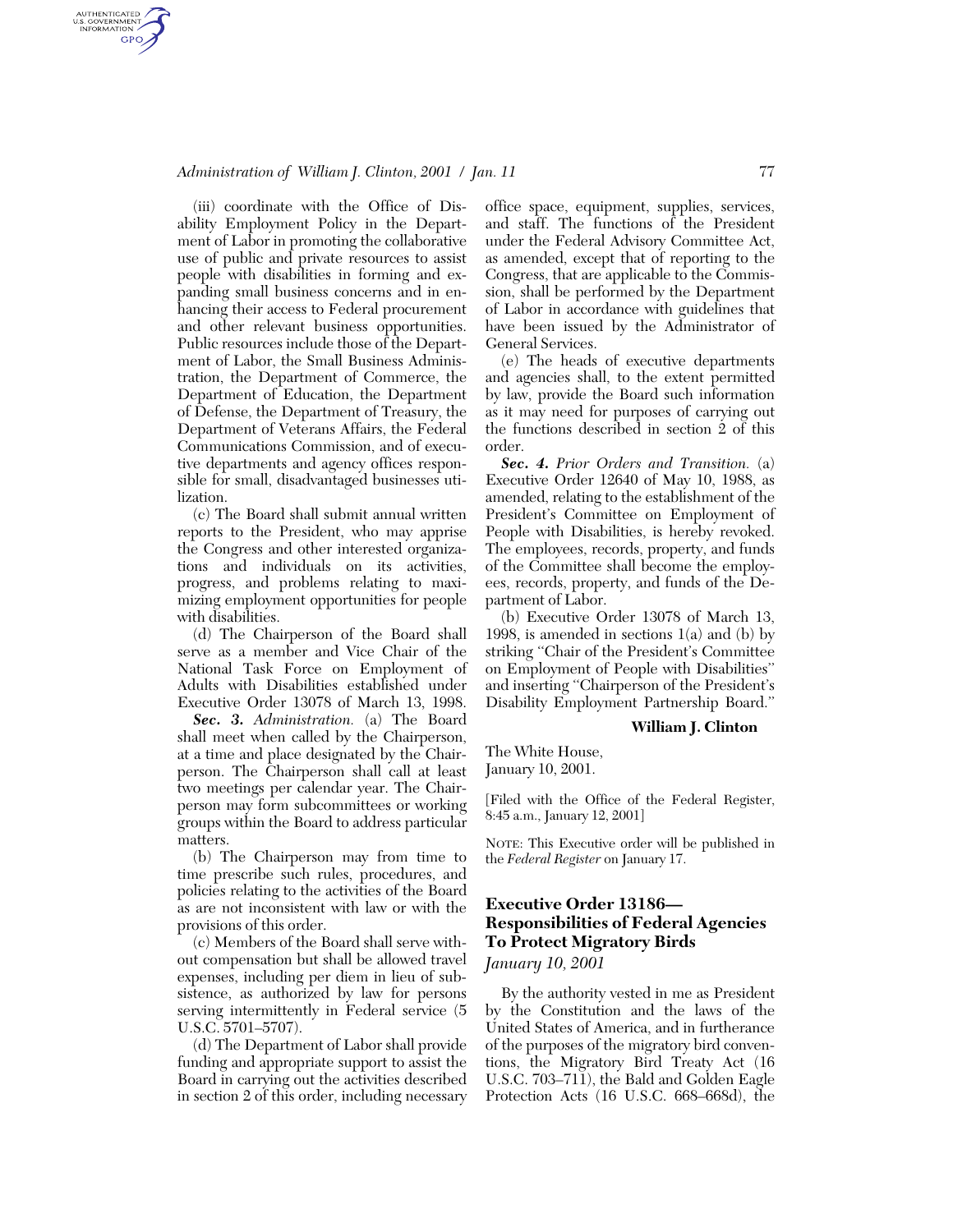(iii) coordinate with the Office of Disability Employment Policy in the Department of Labor in promoting the collaborative use of public and private resources to assist people with disabilities in forming and expanding small business concerns and in enhancing their access to Federal procurement and other relevant business opportunities. Public resources include those of the Department of Labor, the Small Business Administration, the Department of Commerce, the Department of Education, the Department of Defense, the Department of Treasury, the Department of Veterans Affairs, the Federal Communications Commission, and of executive departments and agency offices responsible for small, disadvantaged businesses utilization.

(c) The Board shall submit annual written reports to the President, who may apprise the Congress and other interested organizations and individuals on its activities, progress, and problems relating to maximizing employment opportunities for people with disabilities.

(d) The Chairperson of the Board shall serve as a member and Vice Chair of the National Task Force on Employment of Adults with Disabilities established under Executive Order 13078 of March 13, 1998.

***Sec. 3.*** *Administration.* (a) The Board shall meet when called by the Chairperson, at a time and place designated by the Chairperson. The Chairperson shall call at least two meetings per calendar year. The Chairperson may form subcommittees or working groups within the Board to address particular matters.

(b) The Chairperson may from time to time prescribe such rules, procedures, and policies relating to the activities of the Board as are not inconsistent with law or with the provisions of this order.

(c) Members of the Board shall serve without compensation but shall be allowed travel expenses, including per diem in lieu of subsistence, as authorized by law for persons serving intermittently in Federal service (5 U.S.C. 5701–5707).

(d) The Department of Labor shall provide funding and appropriate support to assist the Board in carrying out the activities described in section 2 of this order, including necessary office space, equipment, supplies, services, and staff. The functions of the President under the Federal Advisory Committee Act, as amended, except that of reporting to the Congress, that are applicable to the Commission, shall be performed by the Department of Labor in accordance with guidelines that have been issued by the Administrator of General Services.

(e) The heads of executive departments and agencies shall, to the extent permitted by law, provide the Board such information as it may need for purposes of carrying out the functions described in section 2 of this order.

***Sec. 4.*** *Prior Orders and Transition.* (a) Executive Order 12640 of May 10, 1988, as amended, relating to the establishment of the President's Committee on Employment of People with Disabilities, is hereby revoked. The employees, records, property, and funds of the Committee shall become the employees, records, property, and funds of the Department of Labor.

(b) Executive Order 13078 of March 13, 1998, is amended in sections 1(a) and (b) by striking "Chair of the President's Committee on Employment of People with Disabilities" and inserting "Chairperson of the President's Disability Employment Partnership Board."

**William J. Clinton**

The White House,
January 10, 2001.

[Filed with the Office of the Federal Register, 8:45 a.m., January 12, 2001]

NOTE: This Executive order will be published in the *Federal Register* on January 17.

## Executive Order 13186—Responsibilities of Federal Agencies To Protect Migratory Birds

*January 10, 2001*

By the authority vested in me as President by the Constitution and the laws of the United States of America, and in furtherance of the purposes of the migratory bird conventions, the Migratory Bird Treaty Act (16 U.S.C. 703–711), the Bald and Golden Eagle Protection Acts (16 U.S.C. 668–668d), the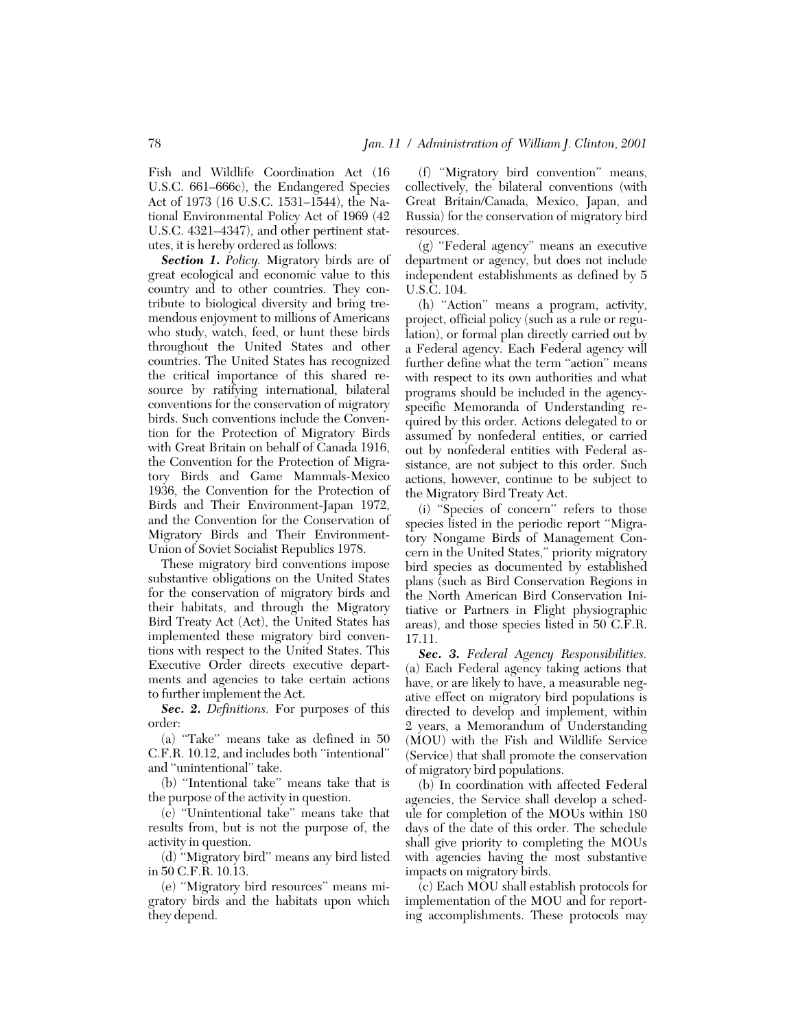Fish and Wildlife Coordination Act (16 U.S.C. 661–666c), the Endangered Species Act of 1973 (16 U.S.C. 1531–1544), the National Environmental Policy Act of 1969 (42 U.S.C. 4321–4347), and other pertinent statutes, it is hereby ordered as follows:

***Section 1.*** *Policy.* Migratory birds are of great ecological and economic value to this country and to other countries. They contribute to biological diversity and bring tremendous enjoyment to millions of Americans who study, watch, feed, or hunt these birds throughout the United States and other countries. The United States has recognized the critical importance of this shared resource by ratifying international, bilateral conventions for the conservation of migratory birds. Such conventions include the Convention for the Protection of Migratory Birds with Great Britain on behalf of Canada 1916, the Convention for the Protection of Migratory Birds and Game Mammals-Mexico 1936, the Convention for the Protection of Birds and Their Environment-Japan 1972, and the Convention for the Conservation of Migratory Birds and Their Environment-Union of Soviet Socialist Republics 1978.

These migratory bird conventions impose substantive obligations on the United States for the conservation of migratory birds and their habitats, and through the Migratory Bird Treaty Act (Act), the United States has implemented these migratory bird conventions with respect to the United States. This Executive Order directs executive departments and agencies to take certain actions to further implement the Act.

***Sec. 2.*** *Definitions.* For purposes of this order:

(a) "Take" means take as defined in 50 C.F.R. 10.12, and includes both "intentional" and "unintentional" take.

(b) "Intentional take" means take that is the purpose of the activity in question.

(c) "Unintentional take" means take that results from, but is not the purpose of, the activity in question.

(d) "Migratory bird" means any bird listed in 50 C.F.R. 10.13.

(e) "Migratory bird resources" means migratory birds and the habitats upon which they depend.

(f) "Migratory bird convention" means, collectively, the bilateral conventions (with Great Britain/Canada, Mexico, Japan, and Russia) for the conservation of migratory bird resources.

(g) "Federal agency" means an executive department or agency, but does not include independent establishments as defined by 5 U.S.C. 104.

(h) "Action" means a program, activity, project, official policy (such as a rule or regulation), or formal plan directly carried out by a Federal agency. Each Federal agency will further define what the term "action" means with respect to its own authorities and what programs should be included in the agency-specific Memoranda of Understanding required by this order. Actions delegated to or assumed by nonfederal entities, or carried out by nonfederal entities with Federal assistance, are not subject to this order. Such actions, however, continue to be subject to the Migratory Bird Treaty Act.

(i) "Species of concern" refers to those species listed in the periodic report "Migratory Nongame Birds of Management Concern in the United States," priority migratory bird species as documented by established plans (such as Bird Conservation Regions in the North American Bird Conservation Initiative or Partners in Flight physiographic areas), and those species listed in 50 C.F.R. 17.11.

***Sec. 3.*** *Federal Agency Responsibilities.* (a) Each Federal agency taking actions that have, or are likely to have, a measurable negative effect on migratory bird populations is directed to develop and implement, within 2 years, a Memorandum of Understanding (MOU) with the Fish and Wildlife Service (Service) that shall promote the conservation of migratory bird populations.

(b) In coordination with affected Federal agencies, the Service shall develop a schedule for completion of the MOUs within 180 days of the date of this order. The schedule shall give priority to completing the MOUs with agencies having the most substantive impacts on migratory birds.

(c) Each MOU shall establish protocols for implementation of the MOU and for reporting accomplishments. These protocols may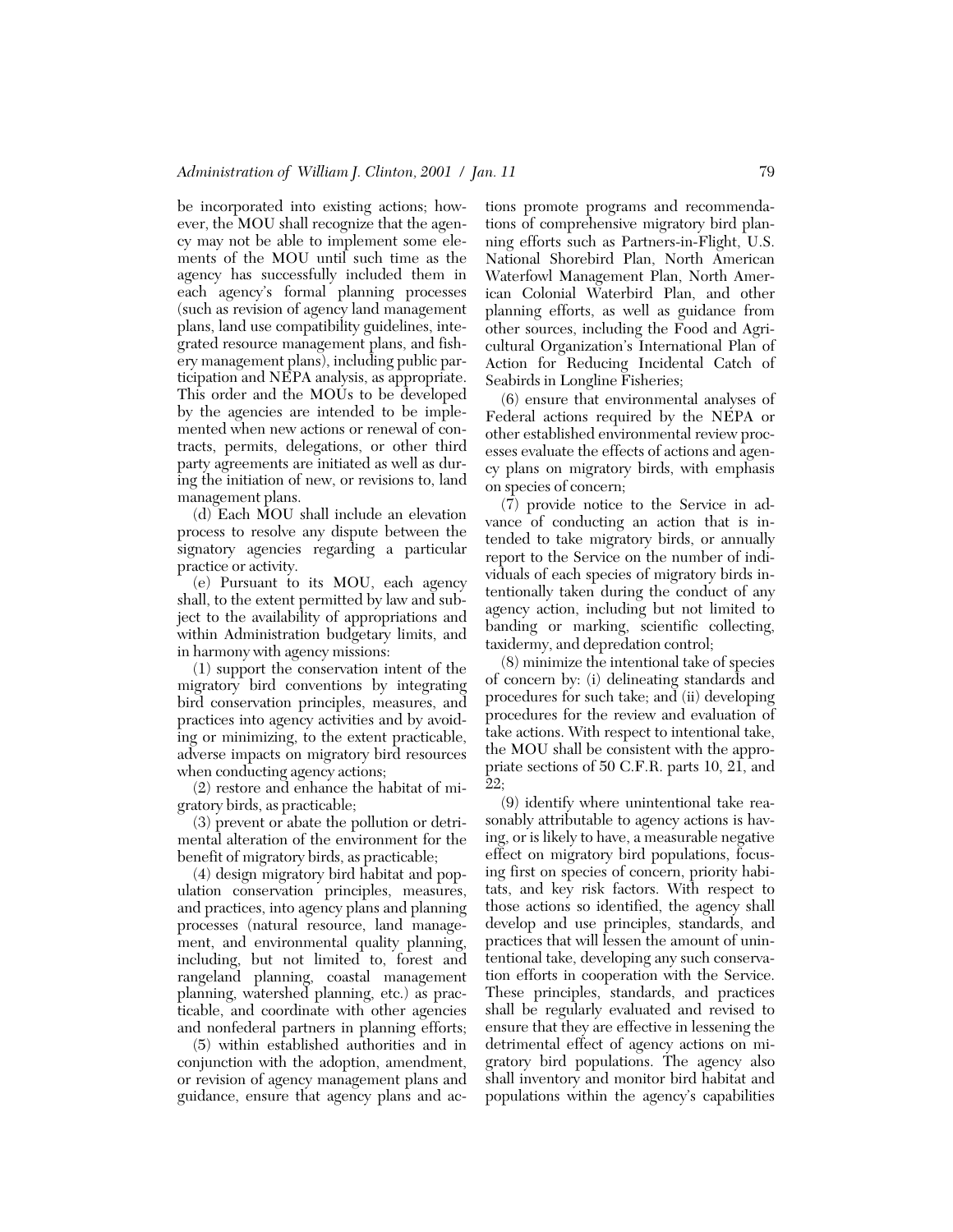be incorporated into existing actions; however, the MOU shall recognize that the agency may not be able to implement some elements of the MOU until such time as the agency has successfully included them in each agency's formal planning processes (such as revision of agency land management plans, land use compatibility guidelines, integrated resource management plans, and fishery management plans), including public participation and NEPA analysis, as appropriate. This order and the MOUs to be developed by the agencies are intended to be implemented when new actions or renewal of contracts, permits, delegations, or other third party agreements are initiated as well as during the initiation of new, or revisions to, land management plans.

(d) Each MOU shall include an elevation process to resolve any dispute between the signatory agencies regarding a particular practice or activity.

(e) Pursuant to its MOU, each agency shall, to the extent permitted by law and subject to the availability of appropriations and within Administration budgetary limits, and in harmony with agency missions:

(1) support the conservation intent of the migratory bird conventions by integrating bird conservation principles, measures, and practices into agency activities and by avoiding or minimizing, to the extent practicable, adverse impacts on migratory bird resources when conducting agency actions;

(2) restore and enhance the habitat of migratory birds, as practicable;

(3) prevent or abate the pollution or detrimental alteration of the environment for the benefit of migratory birds, as practicable;

(4) design migratory bird habitat and population conservation principles, measures, and practices, into agency plans and planning processes (natural resource, land management, and environmental quality planning, including, but not limited to, forest and rangeland planning, coastal management planning, watershed planning, etc.) as practicable, and coordinate with other agencies and nonfederal partners in planning efforts;

(5) within established authorities and in conjunction with the adoption, amendment, or revision of agency management plans and guidance, ensure that agency plans and actions promote programs and recommendations of comprehensive migratory bird planning efforts such as Partners-in-Flight, U.S. National Shorebird Plan, North American Waterfowl Management Plan, North American Colonial Waterbird Plan, and other planning efforts, as well as guidance from other sources, including the Food and Agricultural Organization's International Plan of Action for Reducing Incidental Catch of Seabirds in Longline Fisheries;

(6) ensure that environmental analyses of Federal actions required by the NEPA or other established environmental review processes evaluate the effects of actions and agency plans on migratory birds, with emphasis on species of concern;

(7) provide notice to the Service in advance of conducting an action that is intended to take migratory birds, or annually report to the Service on the number of individuals of each species of migratory birds intentionally taken during the conduct of any agency action, including but not limited to banding or marking, scientific collecting, taxidermy, and depredation control;

(8) minimize the intentional take of species of concern by: (i) delineating standards and procedures for such take; and (ii) developing procedures for the review and evaluation of take actions. With respect to intentional take, the MOU shall be consistent with the appropriate sections of 50 C.F.R. parts 10, 21, and 22;

(9) identify where unintentional take reasonably attributable to agency actions is having, or is likely to have, a measurable negative effect on migratory bird populations, focusing first on species of concern, priority habitats, and key risk factors. With respect to those actions so identified, the agency shall develop and use principles, standards, and practices that will lessen the amount of unintentional take, developing any such conservation efforts in cooperation with the Service. These principles, standards, and practices shall be regularly evaluated and revised to ensure that they are effective in lessening the detrimental effect of agency actions on migratory bird populations. The agency also shall inventory and monitor bird habitat and populations within the agency's capabilities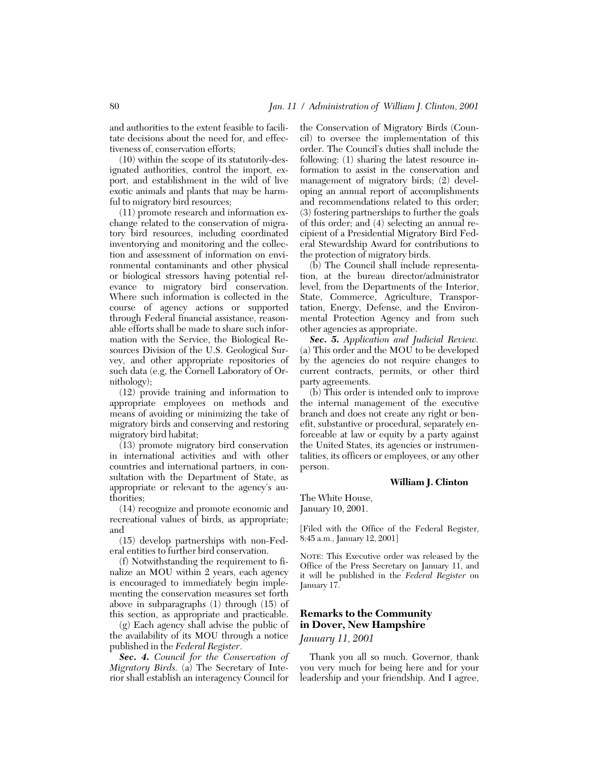and authorities to the extent feasible to facilitate decisions about the need for, and effectiveness of, conservation efforts;

(10) within the scope of its statutorily-designated authorities, control the import, export, and establishment in the wild of live exotic animals and plants that may be harmful to migratory bird resources;

(11) promote research and information exchange related to the conservation of migratory bird resources, including coordinated inventorying and monitoring and the collection and assessment of information on environmental contaminants and other physical or biological stressors having potential relevance to migratory bird conservation. Where such information is collected in the course of agency actions or supported through Federal financial assistance, reasonable efforts shall be made to share such information with the Service, the Biological Resources Division of the U.S. Geological Survey, and other appropriate repositories of such data (e.g, the Cornell Laboratory of Ornithology);

(12) provide training and information to appropriate employees on methods and means of avoiding or minimizing the take of migratory birds and conserving and restoring migratory bird habitat;

(13) promote migratory bird conservation in international activities and with other countries and international partners, in consultation with the Department of State, as appropriate or relevant to the agency's authorities;

(14) recognize and promote economic and recreational values of birds, as appropriate; and

(15) develop partnerships with non-Federal entities to further bird conservation.

(f) Notwithstanding the requirement to finalize an MOU within 2 years, each agency is encouraged to immediately begin implementing the conservation measures set forth above in subparagraphs (1) through (15) of this section, as appropriate and practicable.

(g) Each agency shall advise the public of the availability of its MOU through a notice published in the *Federal Register*.

***Sec. 4.*** *Council for the Conservation of Migratory Birds.* (a) The Secretary of Interior shall establish an interagency Council for the Conservation of Migratory Birds (Council) to oversee the implementation of this order. The Council's duties shall include the following: (1) sharing the latest resource information to assist in the conservation and management of migratory birds; (2) developing an annual report of accomplishments and recommendations related to this order; (3) fostering partnerships to further the goals of this order; and (4) selecting an annual recipient of a Presidential Migratory Bird Federal Stewardship Award for contributions to the protection of migratory birds.

(b) The Council shall include representation, at the bureau director/administrator level, from the Departments of the Interior, State, Commerce, Agriculture, Transportation, Energy, Defense, and the Environmental Protection Agency and from such other agencies as appropriate.

***Sec. 5.*** *Application and Judicial Review.* (a) This order and the MOU to be developed by the agencies do not require changes to current contracts, permits, or other third party agreements.

(b) This order is intended only to improve the internal management of the executive branch and does not create any right or benefit, substantive or procedural, separately enforceable at law or equity by a party against the United States, its agencies or instrumentalities, its officers or employees, or any other person.

**William J. Clinton**

The White House,
January 10, 2001.

[Filed with the Office of the Federal Register, 8:45 a.m., January 12, 2001]

NOTE: This Executive order was released by the Office of the Press Secretary on January 11, and it will be published in the *Federal Register* on January 17.

## Remarks to the Community in Dover, New Hampshire

*January 11, 2001*

Thank you all so much. Governor, thank you very much for being here and for your leadership and your friendship. And I agree,